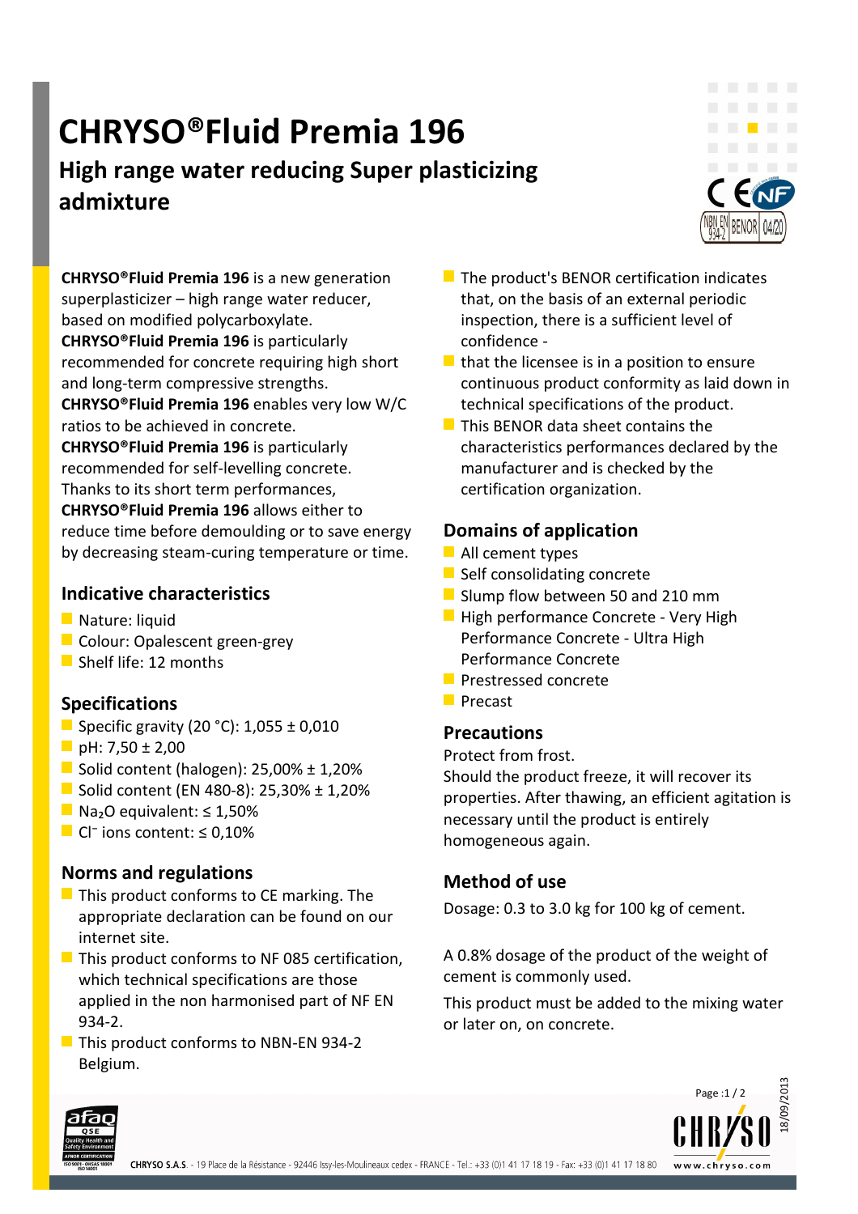# CHRYSO®Fluid Premia 196

## High range water reducing Super plasticizing admixture

**CHRYSO®Fluid Premia 196** is a new generation superplasticizer – high range water reducer, based on modified polycarboxylate.
**CHRYSO®Fluid Premia 196** is particularly recommended for concrete requiring high short and long-term compressive strengths.
**CHRYSO®Fluid Premia 196** enables very low W/C ratios to be achieved in concrete.
**CHRYSO®Fluid Premia 196** is particularly recommended for self-levelling concrete.
Thanks to its short term performances, **CHRYSO®Fluid Premia 196** allows either to reduce time before demoulding or to save energy by decreasing steam-curing temperature or time.

### Indicative characteristics

- Nature: liquid
- Colour: Opalescent green-grey
- Shelf life: 12 months

### Specifications

- Specific gravity (20 °C): 1,055 ± 0,010
- pH: 7,50 ± 2,00
- Solid content (halogen): 25,00% ± 1,20%
- Solid content (EN 480-8): 25,30% ± 1,20%
- $Na_2O$ equivalent: ≤ 1,50%
- $Cl^-$ ions content: ≤ 0,10%

### Norms and regulations

- This product conforms to CE marking. The appropriate declaration can be found on our internet site.
- This product conforms to NF 085 certification, which technical specifications are those applied in the non harmonised part of NF EN 934-2.
- This product conforms to NBN-EN 934-2 Belgium.
- The product's BENOR certification indicates that, on the basis of an external periodic inspection, there is a sufficient level of confidence -
- that the licensee is in a position to ensure continuous product conformity as laid down in technical specifications of the product.
- This BENOR data sheet contains the characteristics performances declared by the manufacturer and is checked by the certification organization.

### Domains of application

- All cement types
- Self consolidating concrete
- Slump flow between 50 and 210 mm
- High performance Concrete - Very High Performance Concrete - Ultra High Performance Concrete
- Prestressed concrete
- Precast

### Precautions

Protect from frost.
Should the product freeze, it will recover its properties. After thawing, an efficient agitation is necessary until the product is entirely homogeneous again.

### Method of use

Dosage: 0.3 to 3.0 kg for 100 kg of cement.

A 0.8% dosage of the product of the weight of cement is commonly used.

This product must be added to the mixing water or later on, on concrete.

CHRYSO S.A.S. - 19 Place de la Résistance - 92446 Issy-les-Moulineaux cedex - FRANCE - Tel.: +33 (0)1 41 17 18 19 - Fax: +33 (0)1 41 17 18 80 www.chryso.com

18/09/2013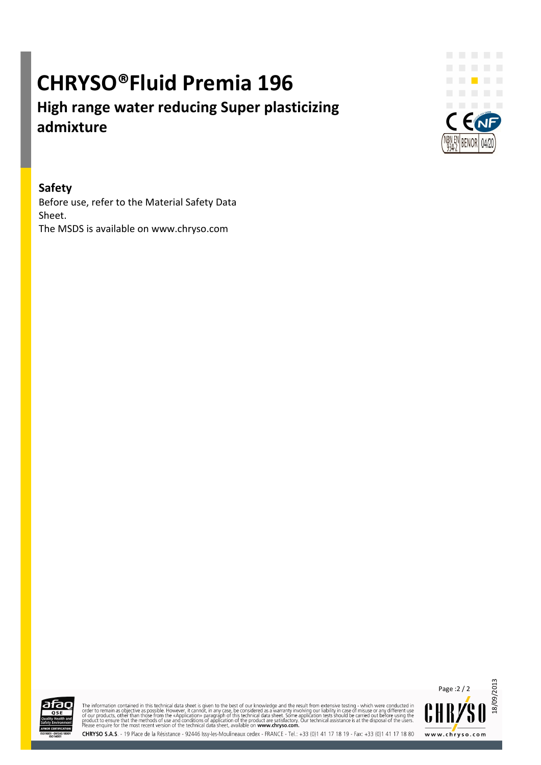# CHRYSO®Fluid Premia 196

## High range water reducing Super plasticizing admixture

### Safety

Before use, refer to the Material Safety Data Sheet.
The MSDS is available on www.chryso.com

The information contained in this technical data sheet is given to the best of our knowledge and the result from extensive testing - which were conducted in order to remain as objective as possible. However, it cannot, in any case, be considered as a warranty involving our liability in case of misuse or any different use of our products, other than those from the «Application» paragraph of this technical data sheet. Some application tests should be carried out before using the product to ensure that the methods of use and conditions of application of the product are satisfactory. Our technical assistance is at the disposal of the users. Please enquire for the most recent version of the technical data sheet, available on **www.chryso.com.**

**CHRYSO S.A.S.** - 19 Place de la Résistance - 92446 Issy-les-Moulineaux cedex - FRANCE - Tel.: +33 (0)1 41 17 18 19 - Fax: +33 (0)1 41 17 18 80

18/09/2013